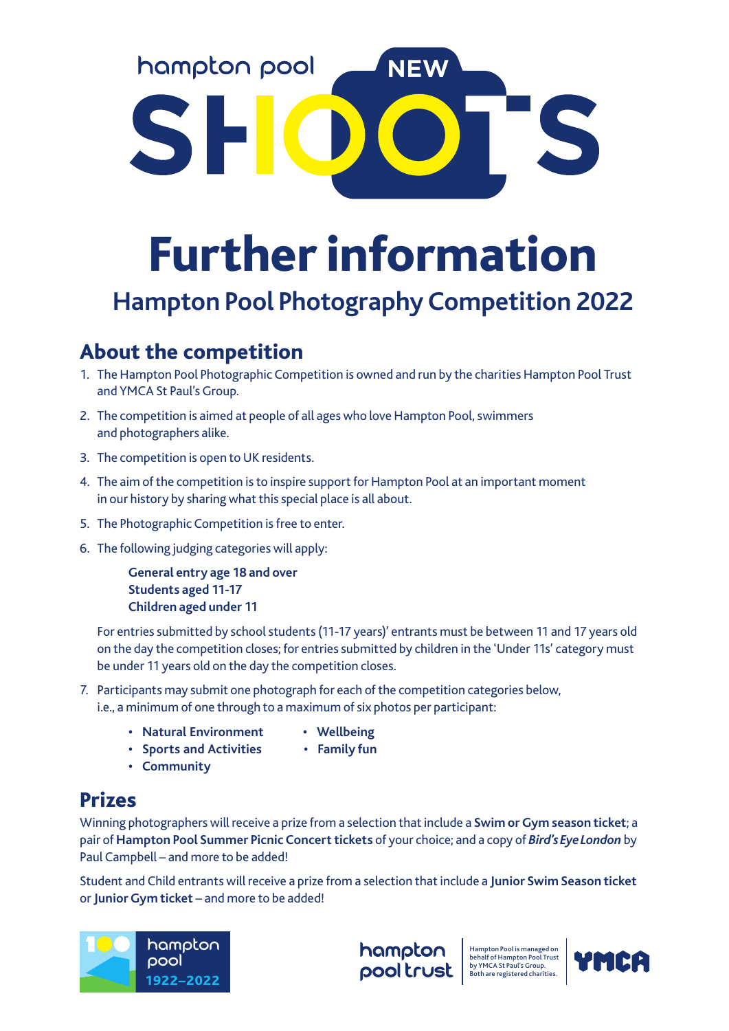hampton pool NEW SHOOTS

# Further information

## Hampton Pool Photography Competition 2022

### About the competition

1. The Hampton Pool Photographic Competition is owned and run by the charities Hampton Pool Trust and YMCA St Paul's Group.
2. The competition is aimed at people of all ages who love Hampton Pool, swimmers and photographers alike.
3. The competition is open to UK residents.
4. The aim of the competition is to inspire support for Hampton Pool at an important moment in our history by sharing what this special place is all about.
5. The Photographic Competition is free to enter.
6. The following judging categories will apply:

   **General entry age 18 and over**
   **Students aged 11-17**
   **Children aged under 11**

   For entries submitted by school students (11-17 years)' entrants must be between 11 and 17 years old on the day the competition closes; for entries submitted by children in the 'Under 11s' category must be under 11 years old on the day the competition closes.

7. Participants may submit one photograph for each of the competition categories below, i.e., a minimum of one through to a maximum of six photos per participant:
   - **Natural Environment**
   - **Sports and Activities**
   - **Community**
   - **Wellbeing**
   - **Family fun**

### Prizes

Winning photographers will receive a prize from a selection that include a **Swim or Gym season ticket**; a pair of **Hampton Pool Summer Picnic Concert tickets** of your choice; and a copy of ***Bird's Eye London*** by Paul Campbell – and more to be added!

Student and Child entrants will receive a prize from a selection that include a **Junior Swim Season ticket** or **Junior Gym ticket** – and more to be added!

100 hampton pool 1922–2022

hampton pool trust

Hampton Pool is managed on behalf of Hampton Pool Trust by YMCA St Paul's Group. Both are registered charities.

YMCA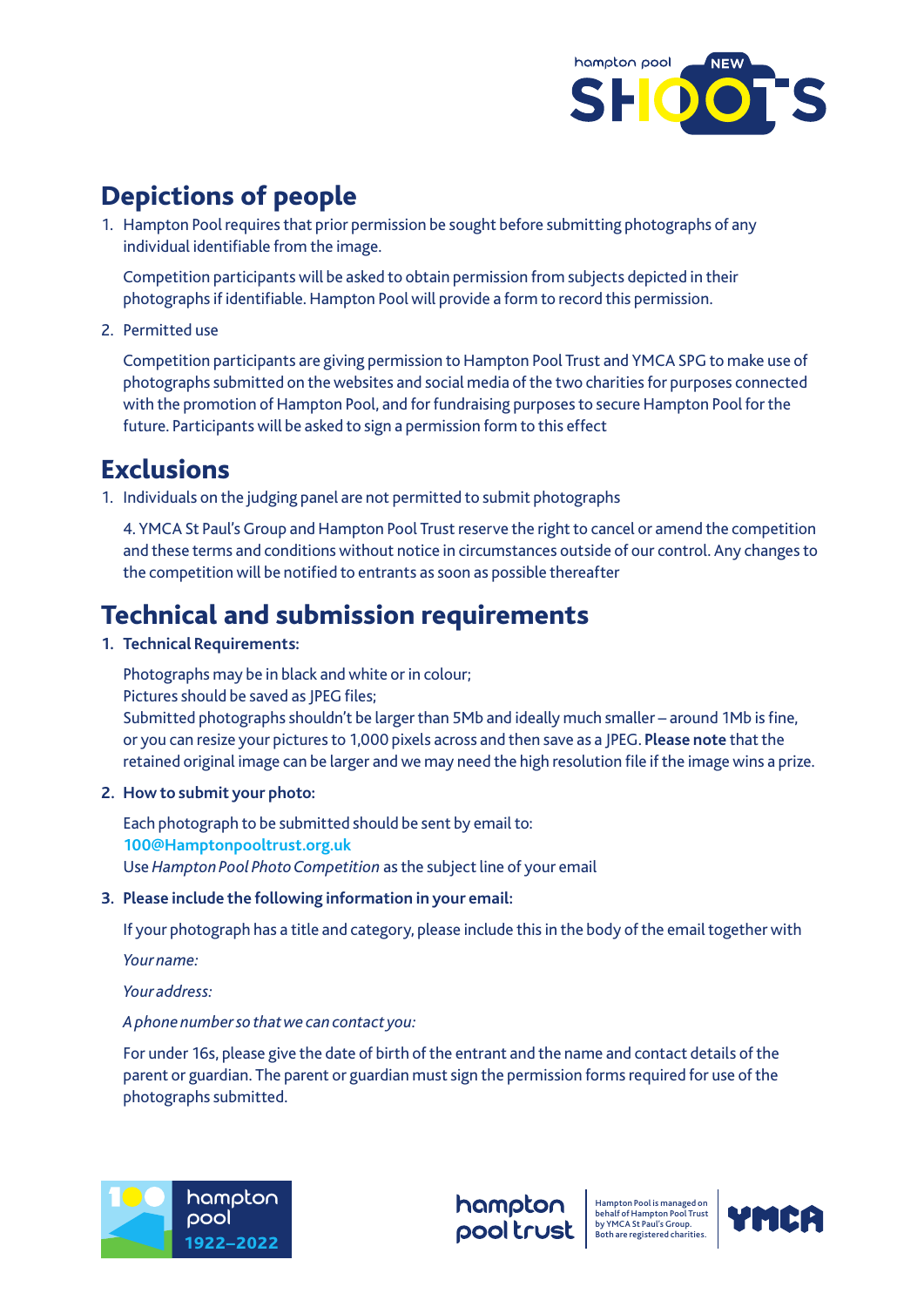## Depictions of people

1. Hampton Pool requires that prior permission be sought before submitting photographs of any individual identifiable from the image.

   Competition participants will be asked to obtain permission from subjects depicted in their photographs if identifiable. Hampton Pool will provide a form to record this permission.

2. Permitted use

   Competition participants are giving permission to Hampton Pool Trust and YMCA SPG to make use of photographs submitted on the websites and social media of the two charities for purposes connected with the promotion of Hampton Pool, and for fundraising purposes to secure Hampton Pool for the future. Participants will be asked to sign a permission form to this effect

## Exclusions

1. Individuals on the judging panel are not permitted to submit photographs

   4. YMCA St Paul's Group and Hampton Pool Trust reserve the right to cancel or amend the competition and these terms and conditions without notice in circumstances outside of our control. Any changes to the competition will be notified to entrants as soon as possible thereafter

## Technical and submission requirements

1. **Technical Requirements:**

   Photographs may be in black and white or in colour;
   Pictures should be saved as JPEG files;
   Submitted photographs shouldn't be larger than 5Mb and ideally much smaller – around 1Mb is fine, or you can resize your pictures to 1,000 pixels across and then save as a JPEG. **Please note** that the retained original image can be larger and we may need the high resolution file if the image wins a prize.

2. **How to submit your photo:**

   Each photograph to be submitted should be sent by email to:
   **100@Hamptonpooltrust.org.uk**
   Use *Hampton Pool Photo Competition* as the subject line of your email

3. **Please include the following information in your email:**

   If your photograph has a title and category, please include this in the body of the email together with

   *Your name:*

   *Your address:*

   *A phone number so that we can contact you:*

   For under 16s, please give the date of birth of the entrant and the name and contact details of the parent or guardian. The parent or guardian must sign the permission forms required for use of the photographs submitted.

Hampton Pool is managed on behalf of Hampton Pool Trust by YMCA St Paul's Group. Both are registered charities.